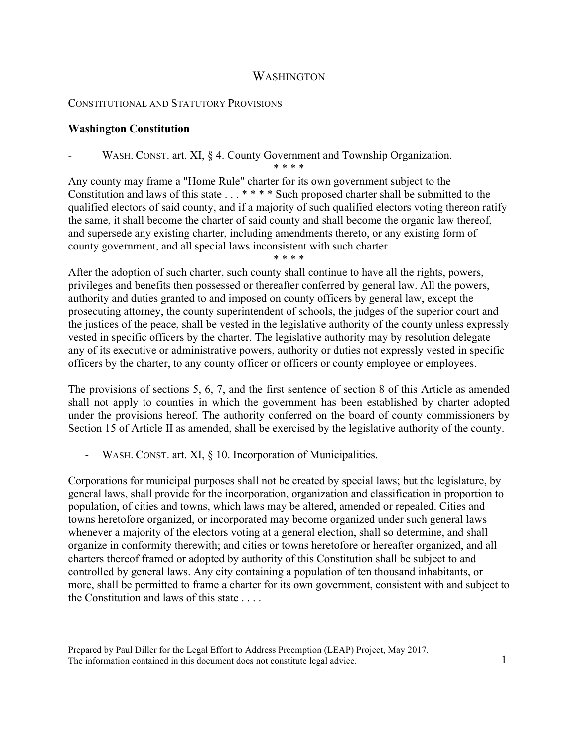# WASHINGTON

CONSTITUTIONAL AND STATUTORY PROVISIONS

**Washington Constitution**

- WASH. CONST. art. XI, § 4. County Government and Township Organization.

\* \* \* \*

Any county may frame a "Home Rule" charter for its own government subject to the Constitution and laws of this state . . . * * * * Such proposed charter shall be submitted to the qualified electors of said county, and if a majority of such qualified electors voting thereon ratify the same, it shall become the charter of said county and shall become the organic law thereof, and supersede any existing charter, including amendments thereto, or any existing form of county government, and all special laws inconsistent with such charter.

\* \* \* \*

After the adoption of such charter, such county shall continue to have all the rights, powers, privileges and benefits then possessed or thereafter conferred by general law. All the powers, authority and duties granted to and imposed on county officers by general law, except the prosecuting attorney, the county superintendent of schools, the judges of the superior court and the justices of the peace, shall be vested in the legislative authority of the county unless expressly vested in specific officers by the charter. The legislative authority may by resolution delegate any of its executive or administrative powers, authority or duties not expressly vested in specific officers by the charter, to any county officer or officers or county employee or employees.

The provisions of sections 5, 6, 7, and the first sentence of section 8 of this Article as amended shall not apply to counties in which the government has been established by charter adopted under the provisions hereof. The authority conferred on the board of county commissioners by Section 15 of Article II as amended, shall be exercised by the legislative authority of the county.

- WASH. CONST. art. XI, § 10. Incorporation of Municipalities.

Corporations for municipal purposes shall not be created by special laws; but the legislature, by general laws, shall provide for the incorporation, organization and classification in proportion to population, of cities and towns, which laws may be altered, amended or repealed. Cities and towns heretofore organized, or incorporated may become organized under such general laws whenever a majority of the electors voting at a general election, shall so determine, and shall organize in conformity therewith; and cities or towns heretofore or hereafter organized, and all charters thereof framed or adopted by authority of this Constitution shall be subject to and controlled by general laws. Any city containing a population of ten thousand inhabitants, or more, shall be permitted to frame a charter for its own government, consistent with and subject to the Constitution and laws of this state . . . .

Prepared by Paul Diller for the Legal Effort to Address Preemption (LEAP) Project, May 2017.
The information contained in this document does not constitute legal advice.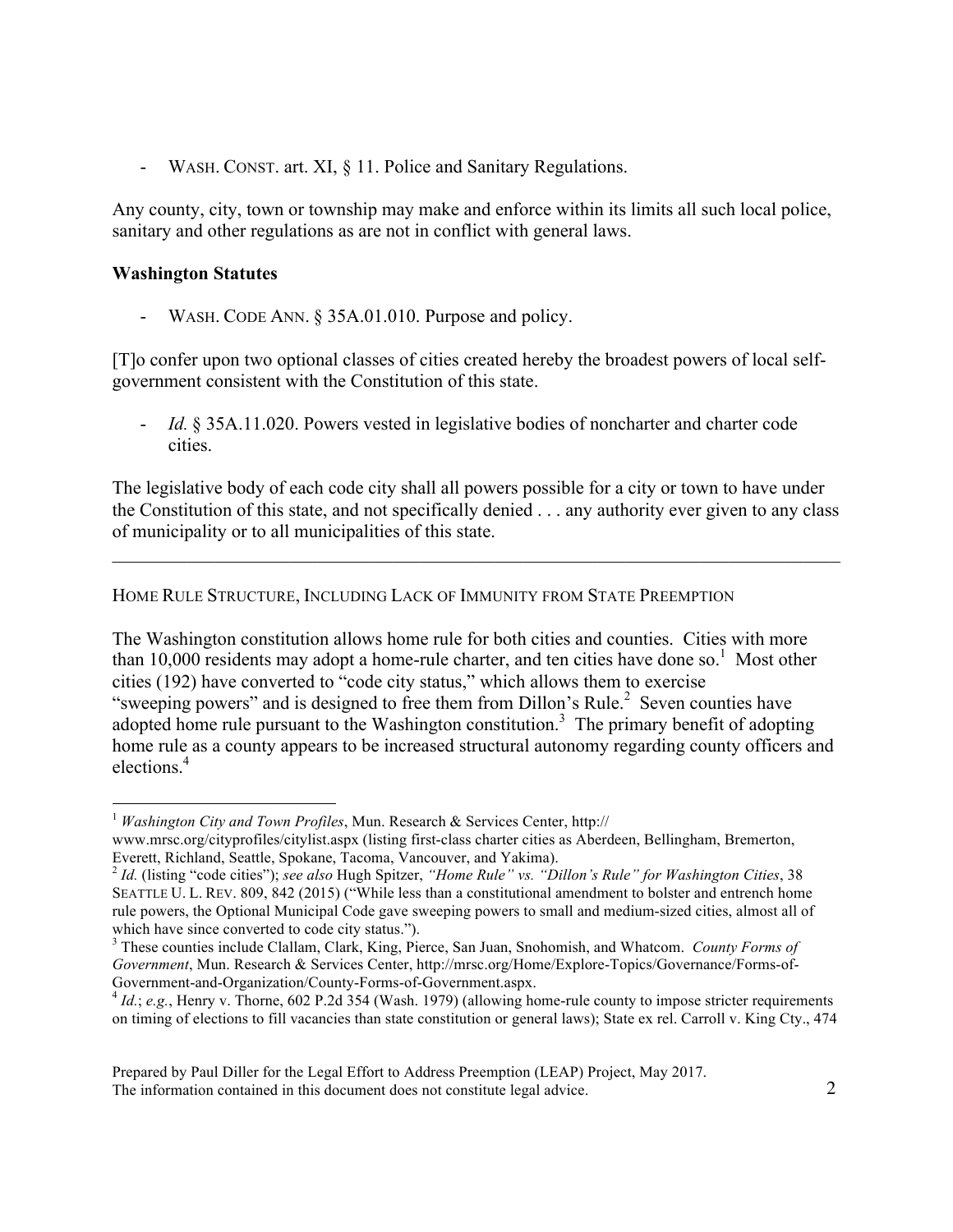- WASH. CONST. art. XI, § 11. Police and Sanitary Regulations.

Any county, city, town or township may make and enforce within its limits all such local police, sanitary and other regulations as are not in conflict with general laws.

**Washington Statutes**

- WASH. CODE ANN. § 35A.01.010. Purpose and policy.

[T]o confer upon two optional classes of cities created hereby the broadest powers of local self-government consistent with the Constitution of this state.

- *Id.* § 35A.11.020. Powers vested in legislative bodies of noncharter and charter code cities.

The legislative body of each code city shall all powers possible for a city or town to have under the Constitution of this state, and not specifically denied . . . any authority ever given to any class of municipality or to all municipalities of this state.

---

HOME RULE STRUCTURE, INCLUDING LACK OF IMMUNITY FROM STATE PREEMPTION

The Washington constitution allows home rule for both cities and counties. Cities with more than 10,000 residents may adopt a home-rule charter, and ten cities have done so.[1] Most other cities (192) have converted to "code city status," which allows them to exercise "sweeping powers" and is designed to free them from Dillon's Rule.[2] Seven counties have adopted home rule pursuant to the Washington constitution.[3] The primary benefit of adopting home rule as a county appears to be increased structural autonomy regarding county officers and elections.[4]

---

[1] *Washington City and Town Profiles*, Mun. Research & Services Center, http://www.mrsc.org/cityprofiles/citylist.aspx (listing first-class charter cities as Aberdeen, Bellingham, Bremerton, Everett, Richland, Seattle, Spokane, Tacoma, Vancouver, and Yakima).

[2] *Id.* (listing "code cities"); *see also* Hugh Spitzer, *"Home Rule" vs. "Dillon's Rule" for Washington Cities*, 38 SEATTLE U. L. REV. 809, 842 (2015) ("While less than a constitutional amendment to bolster and entrench home rule powers, the Optional Municipal Code gave sweeping powers to small and medium-sized cities, almost all of which have since converted to code city status.").

[3] These counties include Clallam, Clark, King, Pierce, San Juan, Snohomish, and Whatcom. *County Forms of Government*, Mun. Research & Services Center, http://mrsc.org/Home/Explore-Topics/Governance/Forms-of-Government-and-Organization/County-Forms-of-Government.aspx.

[4] *Id.*; *e.g.*, Henry v. Thorne, 602 P.2d 354 (Wash. 1979) (allowing home-rule county to impose stricter requirements on timing of elections to fill vacancies than state constitution or general laws); State ex rel. Carroll v. King Cty., 474

Prepared by Paul Diller for the Legal Effort to Address Preemption (LEAP) Project, May 2017.
The information contained in this document does not constitute legal advice.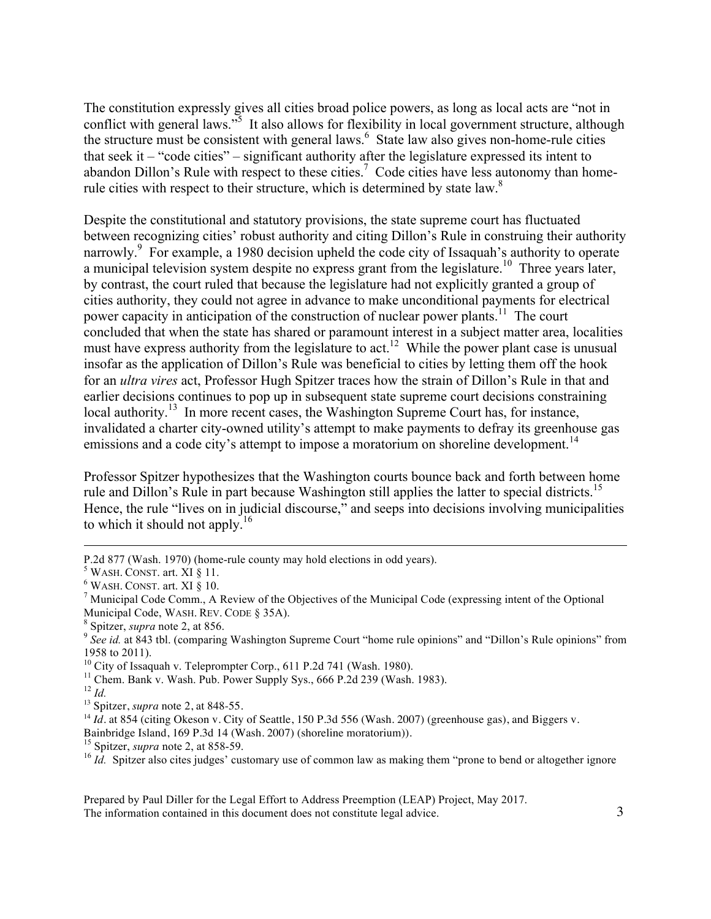The constitution expressly gives all cities broad police powers, as long as local acts are "not in conflict with general laws."[5] It also allows for flexibility in local government structure, although the structure must be consistent with general laws.[6] State law also gives non-home-rule cities that seek it – "code cities" – significant authority after the legislature expressed its intent to abandon Dillon's Rule with respect to these cities.[7] Code cities have less autonomy than home-rule cities with respect to their structure, which is determined by state law.[8]

Despite the constitutional and statutory provisions, the state supreme court has fluctuated between recognizing cities' robust authority and citing Dillon's Rule in construing their authority narrowly.[9] For example, a 1980 decision upheld the code city of Issaquah's authority to operate a municipal television system despite no express grant from the legislature.[10] Three years later, by contrast, the court ruled that because the legislature had not explicitly granted a group of cities authority, they could not agree in advance to make unconditional payments for electrical power capacity in anticipation of the construction of nuclear power plants.[11] The court concluded that when the state has shared or paramount interest in a subject matter area, localities must have express authority from the legislature to act.[12] While the power plant case is unusual insofar as the application of Dillon's Rule was beneficial to cities by letting them off the hook for an *ultra vires* act, Professor Hugh Spitzer traces how the strain of Dillon's Rule in that and earlier decisions continues to pop up in subsequent state supreme court decisions constraining local authority.[13] In more recent cases, the Washington Supreme Court has, for instance, invalidated a charter city-owned utility's attempt to make payments to defray its greenhouse gas emissions and a code city's attempt to impose a moratorium on shoreline development.[14]

Professor Spitzer hypothesizes that the Washington courts bounce back and forth between home rule and Dillon's Rule in part because Washington still applies the latter to special districts.[15] Hence, the rule "lives on in judicial discourse," and seeps into decisions involving municipalities to which it should not apply.[16]

---

P.2d 877 (Wash. 1970) (home-rule county may hold elections in odd years).

[5] WASH. CONST. art. XI § 11.

[6] WASH. CONST. art. XI § 10.

[7] Municipal Code Comm., A Review of the Objectives of the Municipal Code (expressing intent of the Optional Municipal Code, WASH. REV. CODE § 35A).

[8] Spitzer, *supra* note 2, at 856.

[9] *See id.* at 843 tbl. (comparing Washington Supreme Court "home rule opinions" and "Dillon's Rule opinions" from 1958 to 2011).

[10] City of Issaquah v. Teleprompter Corp., 611 P.2d 741 (Wash. 1980).

[11] Chem. Bank v. Wash. Pub. Power Supply Sys., 666 P.2d 239 (Wash. 1983).

[12] *Id.*

[13] Spitzer, *supra* note 2, at 848-55.

[14] *Id*. at 854 (citing Okeson v. City of Seattle, 150 P.3d 556 (Wash. 2007) (greenhouse gas), and Biggers v. Bainbridge Island, 169 P.3d 14 (Wash. 2007) (shoreline moratorium)).

[15] Spitzer, *supra* note 2, at 858-59.

[16] *Id.* Spitzer also cites judges' customary use of common law as making them "prone to bend or altogether ignore

Prepared by Paul Diller for the Legal Effort to Address Preemption (LEAP) Project, May 2017.
The information contained in this document does not constitute legal advice.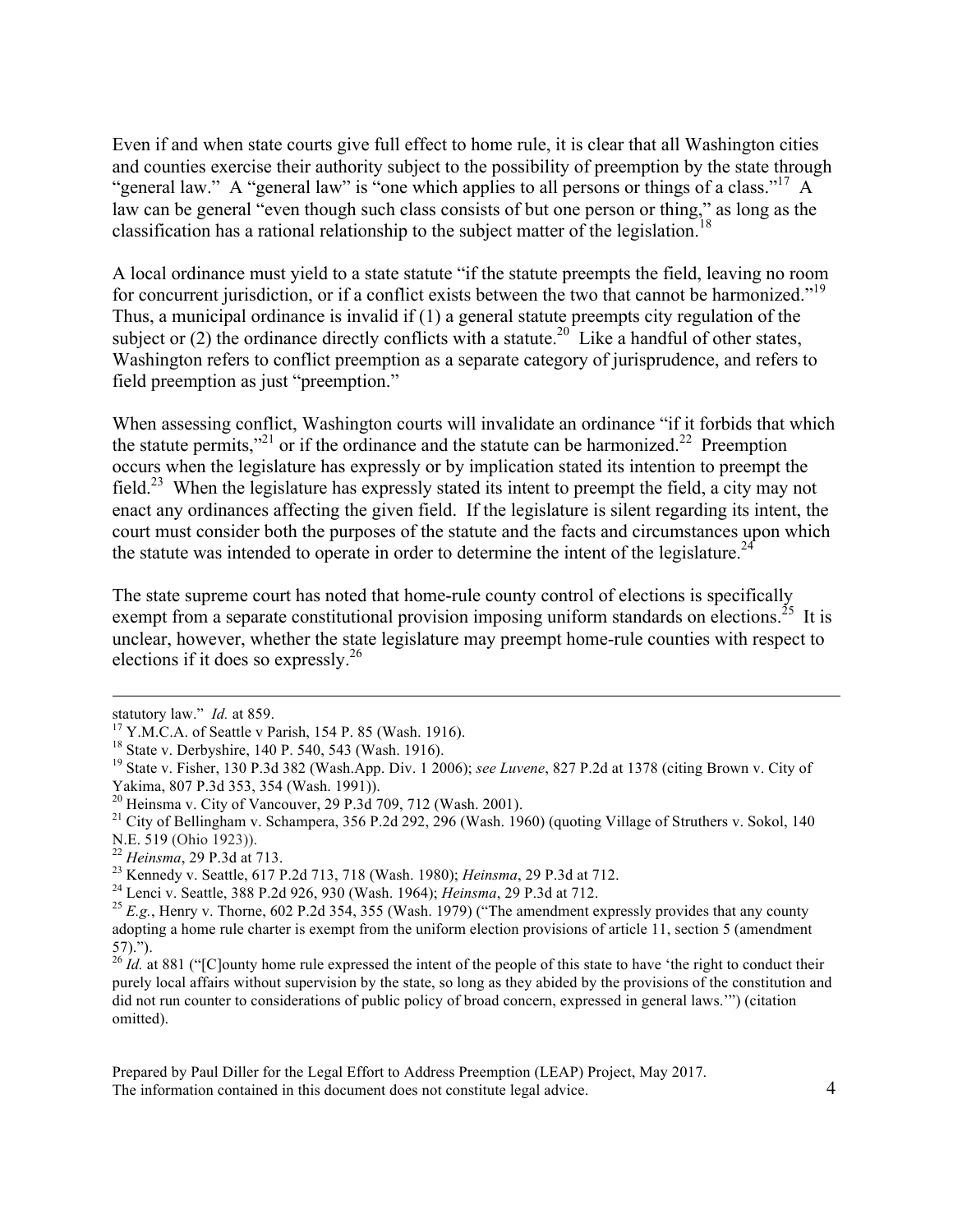Even if and when state courts give full effect to home rule, it is clear that all Washington cities and counties exercise their authority subject to the possibility of preemption by the state through "general law." A "general law" is "one which applies to all persons or things of a class."[17] A law can be general "even though such class consists of but one person or thing," as long as the classification has a rational relationship to the subject matter of the legislation.[18]

A local ordinance must yield to a state statute "if the statute preempts the field, leaving no room for concurrent jurisdiction, or if a conflict exists between the two that cannot be harmonized."[19] Thus, a municipal ordinance is invalid if (1) a general statute preempts city regulation of the subject or (2) the ordinance directly conflicts with a statute.[20] Like a handful of other states, Washington refers to conflict preemption as a separate category of jurisprudence, and refers to field preemption as just "preemption."

When assessing conflict, Washington courts will invalidate an ordinance "if it forbids that which the statute permits,"[21] or if the ordinance and the statute can be harmonized.[22] Preemption occurs when the legislature has expressly or by implication stated its intention to preempt the field.[23] When the legislature has expressly stated its intent to preempt the field, a city may not enact any ordinances affecting the given field. If the legislature is silent regarding its intent, the court must consider both the purposes of the statute and the facts and circumstances upon which the statute was intended to operate in order to determine the intent of the legislature.[24]

The state supreme court has noted that home-rule county control of elections is specifically exempt from a separate constitutional provision imposing uniform standards on elections.[25] It is unclear, however, whether the state legislature may preempt home-rule counties with respect to elections if it does so expressly.[26]

---

statutory law." *Id.* at 859.

[17] Y.M.C.A. of Seattle v Parish, 154 P. 85 (Wash. 1916).

[18] State v. Derbyshire, 140 P. 540, 543 (Wash. 1916).

[19] State v. Fisher, 130 P.3d 382 (Wash.App. Div. 1 2006); *see Luvene*, 827 P.2d at 1378 (citing Brown v. City of Yakima, 807 P.3d 353, 354 (Wash. 1991)).

[20] Heinsma v. City of Vancouver, 29 P.3d 709, 712 (Wash. 2001).

[21] City of Bellingham v. Schampera, 356 P.2d 292, 296 (Wash. 1960) (quoting Village of Struthers v. Sokol, 140 N.E. 519 (Ohio 1923)).

[22] *Heinsma*, 29 P.3d at 713.

[23] Kennedy v. Seattle, 617 P.2d 713, 718 (Wash. 1980); *Heinsma*, 29 P.3d at 712.

[24] Lenci v. Seattle, 388 P.2d 926, 930 (Wash. 1964); *Heinsma*, 29 P.3d at 712.

[25] *E.g.*, Henry v. Thorne, 602 P.2d 354, 355 (Wash. 1979) ("The amendment expressly provides that any county adopting a home rule charter is exempt from the uniform election provisions of article 11, section 5 (amendment 57).").

[26] *Id.* at 881 ("[C]ounty home rule expressed the intent of the people of this state to have 'the right to conduct their purely local affairs without supervision by the state, so long as they abided by the provisions of the constitution and did not run counter to considerations of public policy of broad concern, expressed in general laws.'") (citation omitted).

Prepared by Paul Diller for the Legal Effort to Address Preemption (LEAP) Project, May 2017.
The information contained in this document does not constitute legal advice.